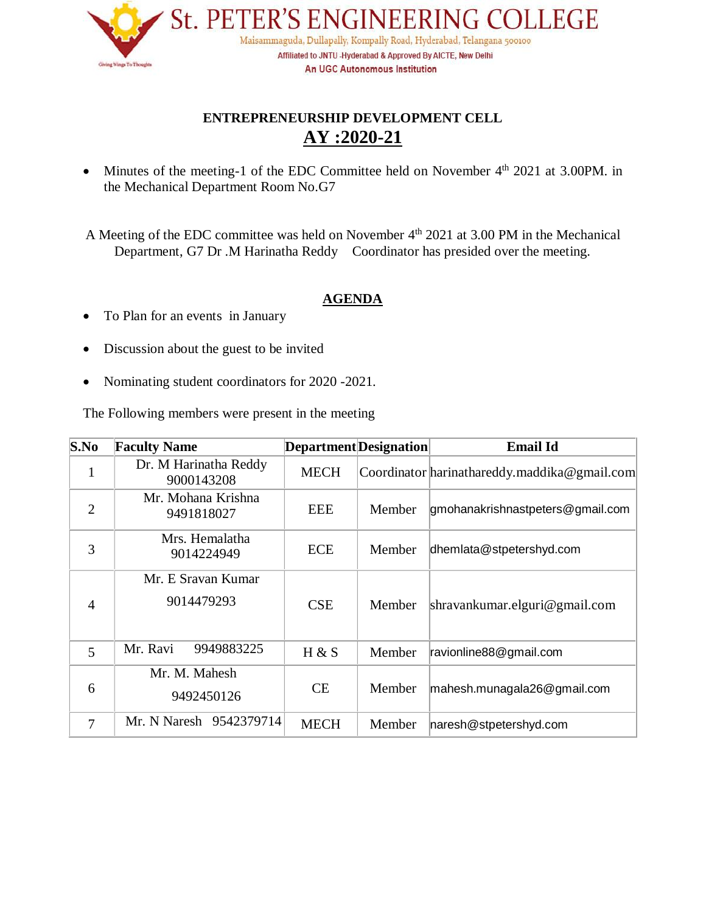# St. PETER'S ENGINEERING COLLEGE

Maisammaguda, Dullapally, Kompally Road, Hyderabad, Telangana 500100

Affiliated to JNTU -Hyderabad & Approved By AICTE, New Delhi

An UGC Autonomous Institution

## ENTREPRENEURSHIP DEVELOPMENT CELL

## AY :2020-21

- Minutes of the meeting-1 of the EDC Committee held on November 4th 2021 at 3.00PM. in the Mechanical Department Room No.G7

A Meeting of the EDC committee was held on November 4th 2021 at 3.00 PM in the Mechanical Department, G7 Dr .M Harinatha Reddy Coordinator has presided over the meeting.

### AGENDA

- To Plan for an events in January
- Discussion about the guest to be invited
- Nominating student coordinators for 2020 -2021.

The Following members were present in the meeting

| S.No | Faculty Name | Department | Designation | Email Id |
|---|---|---|---|---|
| 1 | Dr. M Harinatha Reddy 9000143208 | MECH | Coordinator | harinathareddy.maddika@gmail.com |
| 2 | Mr. Mohana Krishna 9491818027 | EEE | Member | gmohanakrishnastpeters@gmail.com |
| 3 | Mrs. Hemalatha 9014224949 | ECE | Member | dhemlata@stpetershyd.com |
| 4 | Mr. E Sravan Kumar 9014479293 | CSE | Member | shravankumar.elguri@gmail.com |
| 5 | Mr. Ravi 9949883225 | H & S | Member | ravionline88@gmail.com |
| 6 | Mr. M. Mahesh 9492450126 | CE | Member | mahesh.munagala26@gmail.com |
| 7 | Mr. N Naresh 9542379714 | MECH | Member | naresh@stpetershyd.com |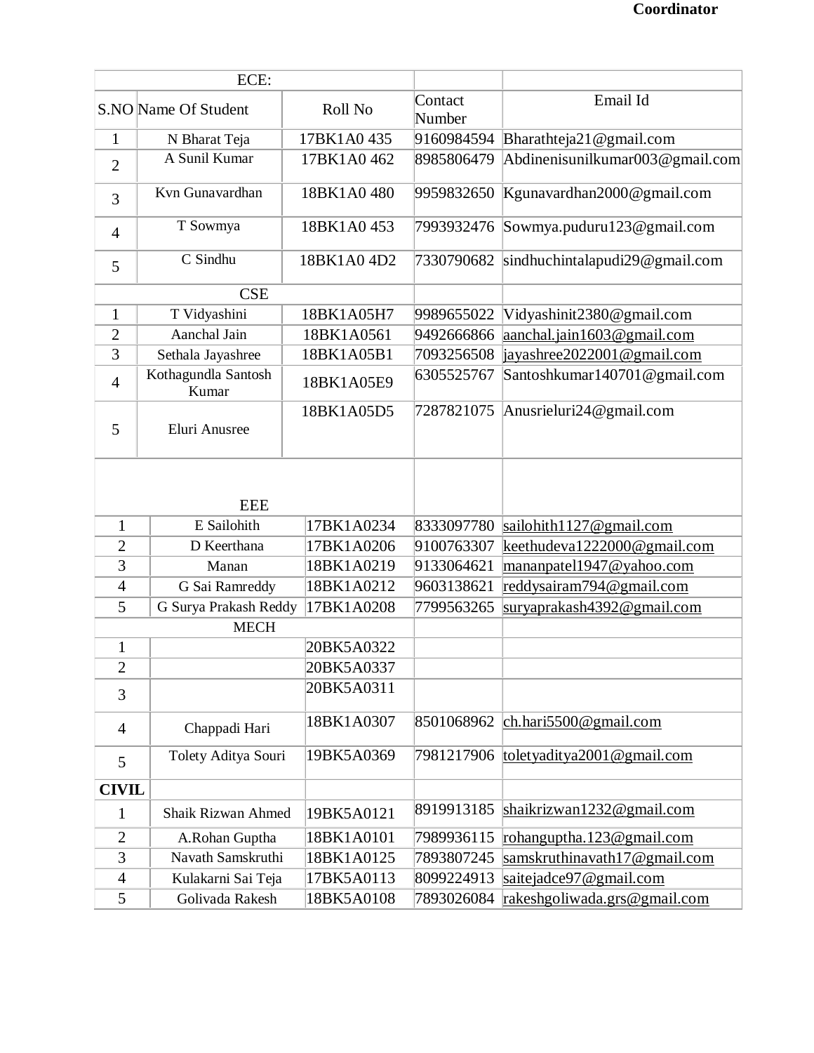**Coordinator**

| S.NO | Name Of Student | Roll No | Contact Number | Email Id |
|---|---|---|---|---|
| ECE: | | | | |
| 1 | N Bharat Teja | 17BK1A0 435 | 9160984594 | Bharathteja21@gmail.com |
| 2 | A Sunil Kumar | 17BK1A0 462 | 8985806479 | Abdinenisunilkumar003@gmail.com |
| 3 | Kvn Gunavardhan | 18BK1A0 480 | 9959832650 | Kgunavardhan2000@gmail.com |
| 4 | T Sowmya | 18BK1A0 453 | 7993932476 | Sowmya.puduru123@gmail.com |
| 5 | C Sindhu | 18BK1A0 4D2 | 7330790682 | sindhuchintalapudi29@gmail.com |
| CSE | | | | |
| 1 | T Vidyashini | 18BK1A05H7 | 9989655022 | Vidyashinit2380@gmail.com |
| 2 | Aanchal Jain | 18BK1A0561 | 9492666866 | aanchal.jain1603@gmail.com |
| 3 | Sethala Jayashree | 18BK1A05B1 | 7093256508 | jayashree2022001@gmail.com |
| 4 | Kothagundla Santosh Kumar | 18BK1A05E9 | 6305525767 | Santoshkumar140701@gmail.com |
| 5 | Eluri Anusree | 18BK1A05D5 | 7287821075 | Anusrieluri24@gmail.com |
| EEE | | | | |
| 1 | E Sailohith | 17BK1A0234 | 8333097780 | sailohith1127@gmail.com |
| 2 | D Keerthana | 17BK1A0206 | 9100763307 | keethudeva1222000@gmail.com |
| 3 | Manan | 18BK1A0219 | 9133064621 | mananpatel1947@yahoo.com |
| 4 | G Sai Ramreddy | 18BK1A0212 | 9603138621 | reddysairam794@gmail.com |
| 5 | G Surya Prakash Reddy | 17BK1A0208 | 7799563265 | suryaprakash4392@gmail.com |
| MECH | | | | |
| 1 | | 20BK5A0322 | | |
| 2 | | 20BK5A0337 | | |
| 3 | | 20BK5A0311 | | |
| 4 | Chappadi Hari | 18BK1A0307 | 8501068962 | ch.hari5500@gmail.com |
| 5 | Tolety Aditya Souri | 19BK5A0369 | 7981217906 | toletyaditya2001@gmail.com |
| **CIVIL** | | | | |
| 1 | Shaik Rizwan Ahmed | 19BK5A0121 | 8919913185 | shaikrizwan1232@gmail.com |
| 2 | A.Rohan Guptha | 18BK1A0101 | 7989936115 | rohanguptha.123@gmail.com |
| 3 | Navath Samskruthi | 18BK1A0125 | 7893807245 | samskruthinavath17@gmail.com |
| 4 | Kulakarni Sai Teja | 17BK5A0113 | 8099224913 | saitejadce97@gmail.com |
| 5 | Golivada Rakesh | 18BK5A0108 | 7893026084 | rakeshgoliwada.grs@gmail.com |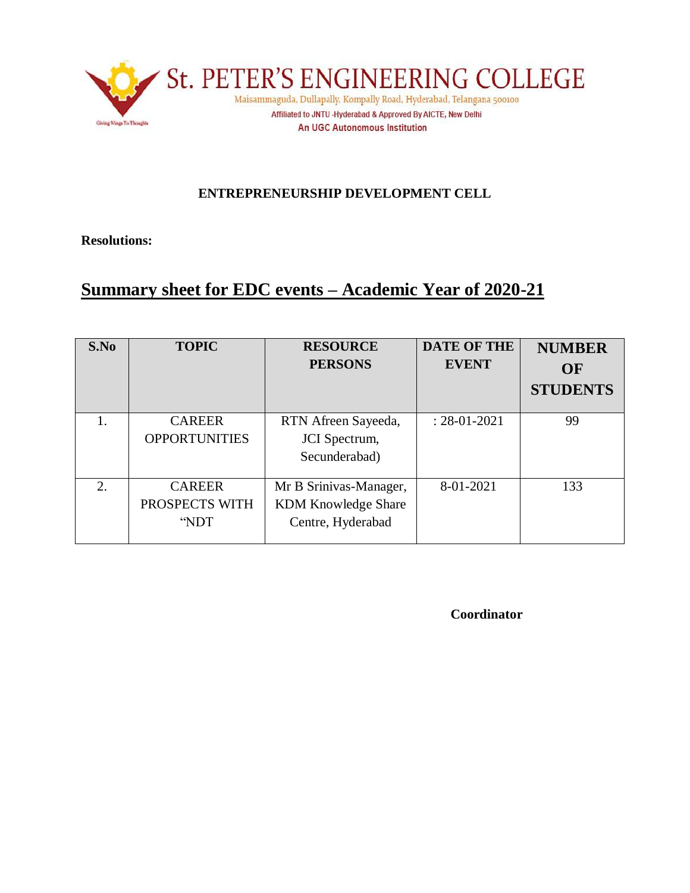# St. PETER'S ENGINEERING COLLEGE

Maisammaguda, Dullapally, Kompally Road, Hyderabad, Telangana 500100

Affiliated to JNTU -Hyderabad & Approved By AICTE, New Delhi

An UGC Autonomous Institution

Giving Wings To Thoughts

## ENTREPRENEURSHIP DEVELOPMENT CELL

**Resolutions:**

## Summary sheet for EDC events – Academic Year of 2020-21

| S.No | TOPIC | RESOURCE PERSONS | DATE OF THE EVENT | NUMBER OF STUDENTS |
|---|---|---|---|---|
| 1. | CAREER OPPORTUNITIES | RTN Afreen Sayeeda, JCI Spectrum, Secunderabad) | : 28-01-2021 | 99 |
| 2. | CAREER PROSPECTS WITH "NDT | Mr B Srinivas-Manager, KDM Knowledge Share Centre, Hyderabad | 8-01-2021 | 133 |

**Coordinator**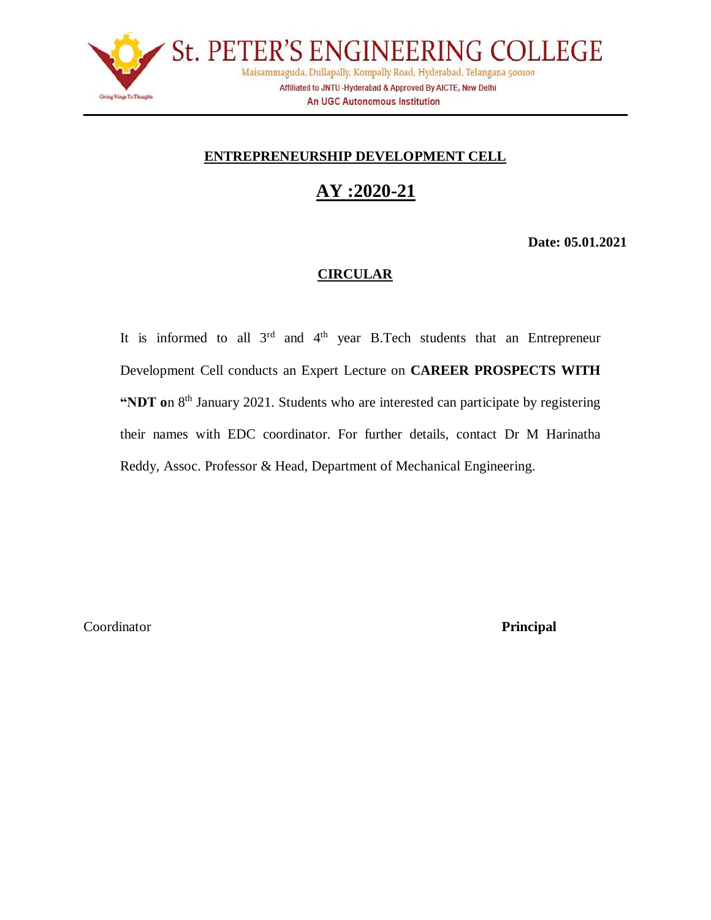# St. PETER'S ENGINEERING COLLEGE

Maisammaguda, Dullapally, Kompally Road, Hyderabad, Telangana 500100

Affiliated to JNTU -Hyderabad & Approved By AICTE, New Delhi

An UGC Autonomous Institution

## ENTREPRENEURSHIP DEVELOPMENT CELL

## AY :2020-21

**Date: 05.01.2021**

### CIRCULAR

It is informed to all 3rd and 4th year B.Tech students that an Entrepreneur Development Cell conducts an Expert Lecture on **CAREER PROSPECTS WITH "NDT o**n 8th January 2021. Students who are interested can participate by registering their names with EDC coordinator. For further details, contact Dr M Harinatha Reddy, Assoc. Professor & Head, Department of Mechanical Engineering.

Coordinator **Principal**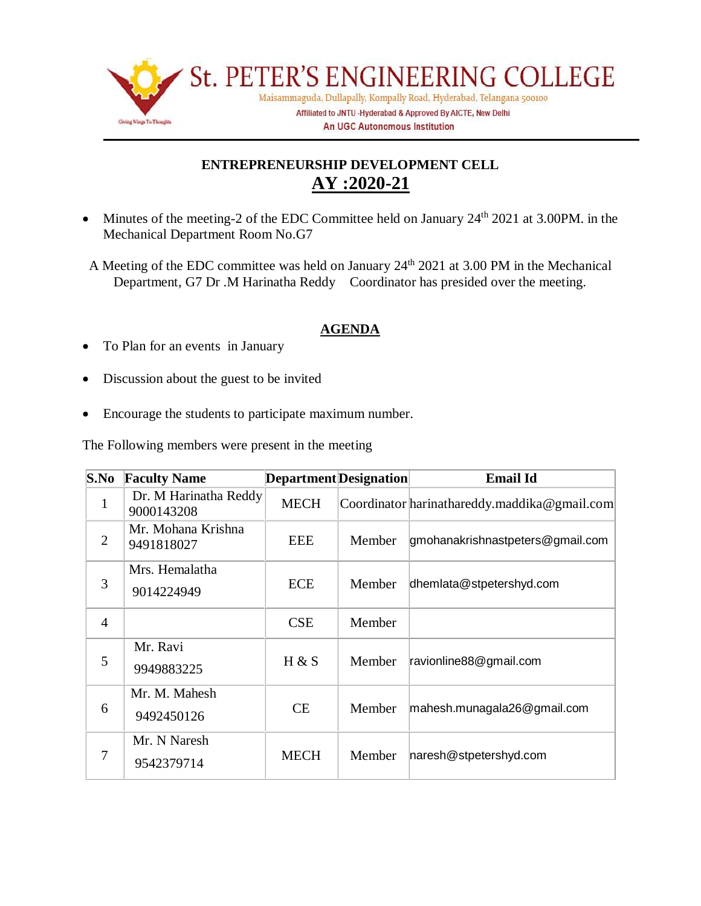# St. PETER'S ENGINEERING COLLEGE

Maisammaguda, Dullapally, Kompally Road, Hyderabad, Telangana 500100

Affiliated to JNTU -Hyderabad & Approved By AICTE, New Delhi

An UGC Autonomous Institution

Giving Wings To Thoughts

## ENTREPREURSHIP DEVELOPMENT CELL

## AY :2020-21

- Minutes of the meeting-2 of the EDC Committee held on January 24th 2021 at 3.00PM. in the Mechanical Department Room No.G7

A Meeting of the EDC committee was held on January 24th 2021 at 3.00 PM in the Mechanical Department, G7 Dr .M Harinatha Reddy Coordinator has presided over the meeting.

### AGENDA

- To Plan for an events in January
- Discussion about the guest to be invited
- Encourage the students to participate maximum number.

The Following members were present in the meeting

| S.No | Faculty Name | Department | Designation | Email Id |
|---|---|---|---|---|
| 1 | Dr. M Harinatha Reddy 9000143208 | MECH | Coordinator | harinathareddy.maddika@gmail.com |
| 2 | Mr. Mohana Krishna 9491818027 | EEE | Member | gmohanakrishnastpeters@gmail.com |
| 3 | Mrs. Hemalatha 9014224949 | ECE | Member | dhemlata@stpetershyd.com |
| 4 | | CSE | Member | |
| 5 | Mr. Ravi 9949883225 | H & S | Member | ravionline88@gmail.com |
| 6 | Mr. M. Mahesh 9492450126 | CE | Member | mahesh.munagala26@gmail.com |
| 7 | Mr. N Naresh 9542379714 | MECH | Member | naresh@stpetershyd.com |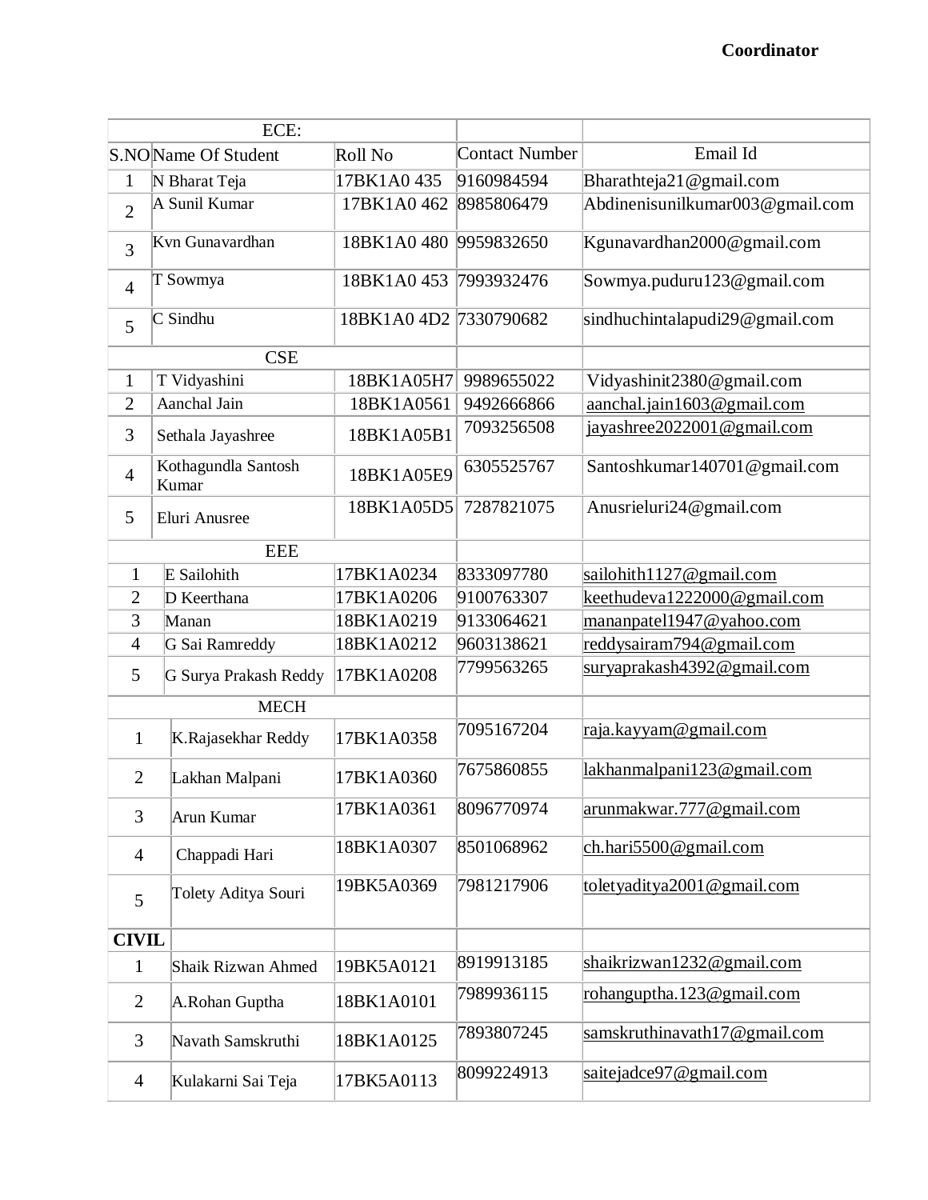**Coordinator**

| ECE: | | | | |
|---|---|---|---|---|
| S.NO | Name Of Student | Roll No | Contact Number | Email Id |
| 1 | N Bharat Teja | 17BK1A0 435 | 9160984594 | Bharathteja21@gmail.com |
| 2 | A Sunil Kumar | 17BK1A0 462 | 8985806479 | Abdinenisunilkumar003@gmail.com |
| 3 | Kvn Gunavardhan | 18BK1A0 480 | 9959832650 | Kgunavardhan2000@gmail.com |
| 4 | T Sowmya | 18BK1A0 453 | 7993932476 | Sowmya.puduru123@gmail.com |
| 5 | C Sindhu | 18BK1A0 4D2 | 7330790682 | sindhuchintalapudi29@gmail.com |
| CSE | | | | |
| 1 | T Vidyashini | 18BK1A05H7 | 9989655022 | Vidyashinit2380@gmail.com |
| 2 | Aanchal Jain | 18BK1A0561 | 9492666866 | aanchal.jain1603@gmail.com |
| 3 | Sethala Jayashree | 18BK1A05B1 | 7093256508 | jayashree2022001@gmail.com |
| 4 | Kothagundla Santosh Kumar | 18BK1A05E9 | 6305525767 | Santoshkumar140701@gmail.com |
| 5 | Eluri Anusree | 18BK1A05D5 | 7287821075 | Anusrieluri24@gmail.com |
| EEE | | | | |
| 1 | E Sailohith | 17BK1A0234 | 8333097780 | sailohith1127@gmail.com |
| 2 | D Keerthana | 17BK1A0206 | 9100763307 | keethudeva1222000@gmail.com |
| 3 | Manan | 18BK1A0219 | 9133064621 | mananpatel1947@yahoo.com |
| 4 | G Sai Ramreddy | 18BK1A0212 | 9603138621 | reddysairam794@gmail.com |
| 5 | G Surya Prakash Reddy | 17BK1A0208 | 7799563265 | suryaprakash4392@gmail.com |
| MECH | | | | |
| 1 | K.Rajasekhar Reddy | 17BK1A0358 | 7095167204 | raja.kayyam@gmail.com |
| 2 | Lakhan Malpani | 17BK1A0360 | 7675860855 | lakhanmalpani123@gmail.com |
| 3 | Arun Kumar | 17BK1A0361 | 8096770974 | arunmakwar.777@gmail.com |
| 4 | Chappadi Hari | 18BK1A0307 | 8501068962 | ch.hari5500@gmail.com |
| 5 | Tolety Aditya Souri | 19BK5A0369 | 7981217906 | toletyaditya2001@gmail.com |
| **CIVIL** | | | | |
| 1 | Shaik Rizwan Ahmed | 19BK5A0121 | 8919913185 | shaikrizwan1232@gmail.com |
| 2 | A.Rohan Guptha | 18BK1A0101 | 7989936115 | rohanguptha.123@gmail.com |
| 3 | Navath Samskruthi | 18BK1A0125 | 7893807245 | samskruthinavath17@gmail.com |
| 4 | Kulakarni Sai Teja | 17BK5A0113 | 8099224913 | saitejadce97@gmail.com |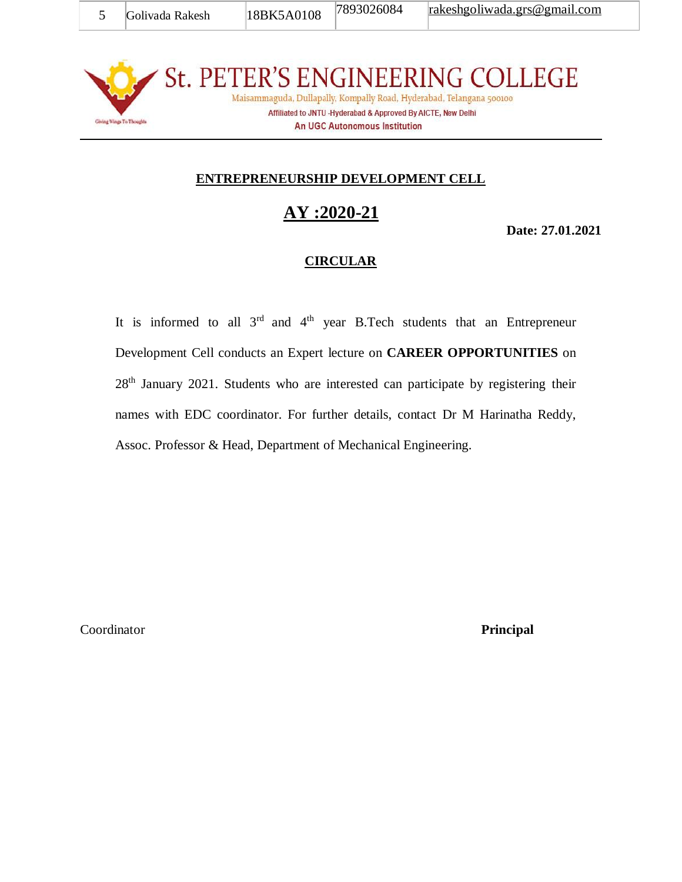| 5 | Golivada Rakesh | 18BK5A0108 | 7893026084 | rakeshgoliwada.grs@gmail.com |
|---|---|---|---|---|

St. PETER'S ENGINEERING COLLEGE

Maisammaguda, Dullapally, Kompally Road, Hyderabad, Telangana 500100

Affiliated to JNTU -Hyderabad & Approved By AICTE, New Delhi

An UGC Autonomous Institution

Giving Wings To Thoughts

**ENTREPRENEURSHIP DEVELOPMENT CELL**

**AY :2020-21**

**Date: 27.01.2021**

**CIRCULAR**

It is informed to all 3rd and 4th year B.Tech students that an Entrepreneur Development Cell conducts an Expert lecture on **CAREER OPPORTUNITIES** on 28th January 2021. Students who are interested can participate by registering their names with EDC coordinator. For further details, contact Dr M Harinatha Reddy, Assoc. Professor & Head, Department of Mechanical Engineering.

Coordinator **Principal**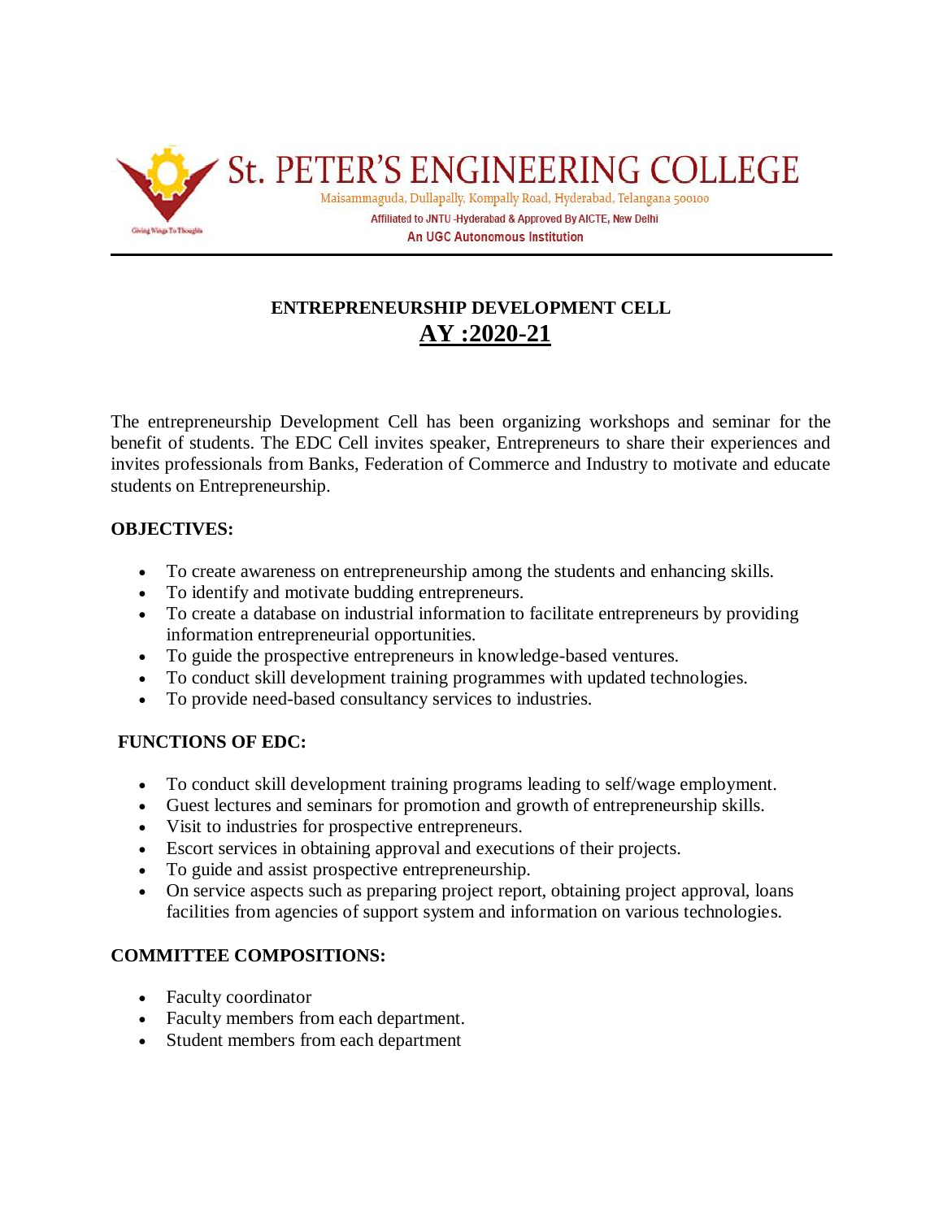# St. PETER'S ENGINEERING COLLEGE

Maisammaguda, Dullapally, Kompally Road, Hyderabad, Telangana 500100

Affiliated to JNTU -Hyderabad & Approved By AICTE, New Delhi

An UGC Autonomous Institution

Giving Wings To Thoughts

## ENTREPRENEURSHIP DEVELOPMENT CELL

## AY :2020-21

The entrepreneurship Development Cell has been organizing workshops and seminar for the benefit of students. The EDC Cell invites speaker, Entrepreneurs to share their experiences and invites professionals from Banks, Federation of Commerce and Industry to motivate and educate students on Entrepreneurship.

**OBJECTIVES:**

- To create awareness on entrepreneurship among the students and enhancing skills.
- To identify and motivate budding entrepreneurs.
- To create a database on industrial information to facilitate entrepreneurs by providing information entrepreneurial opportunities.
- To guide the prospective entrepreneurs in knowledge-based ventures.
- To conduct skill development training programmes with updated technologies.
- To provide need-based consultancy services to industries.

**FUNCTIONS OF EDC:**

- To conduct skill development training programs leading to self/wage employment.
- Guest lectures and seminars for promotion and growth of entrepreneurship skills.
- Visit to industries for prospective entrepreneurs.
- Escort services in obtaining approval and executions of their projects.
- To guide and assist prospective entrepreneurship.
- On service aspects such as preparing project report, obtaining project approval, loans facilities from agencies of support system and information on various technologies.

**COMMITTEE COMPOSITIONS:**

- Faculty coordinator
- Faculty members from each department.
- Student members from each department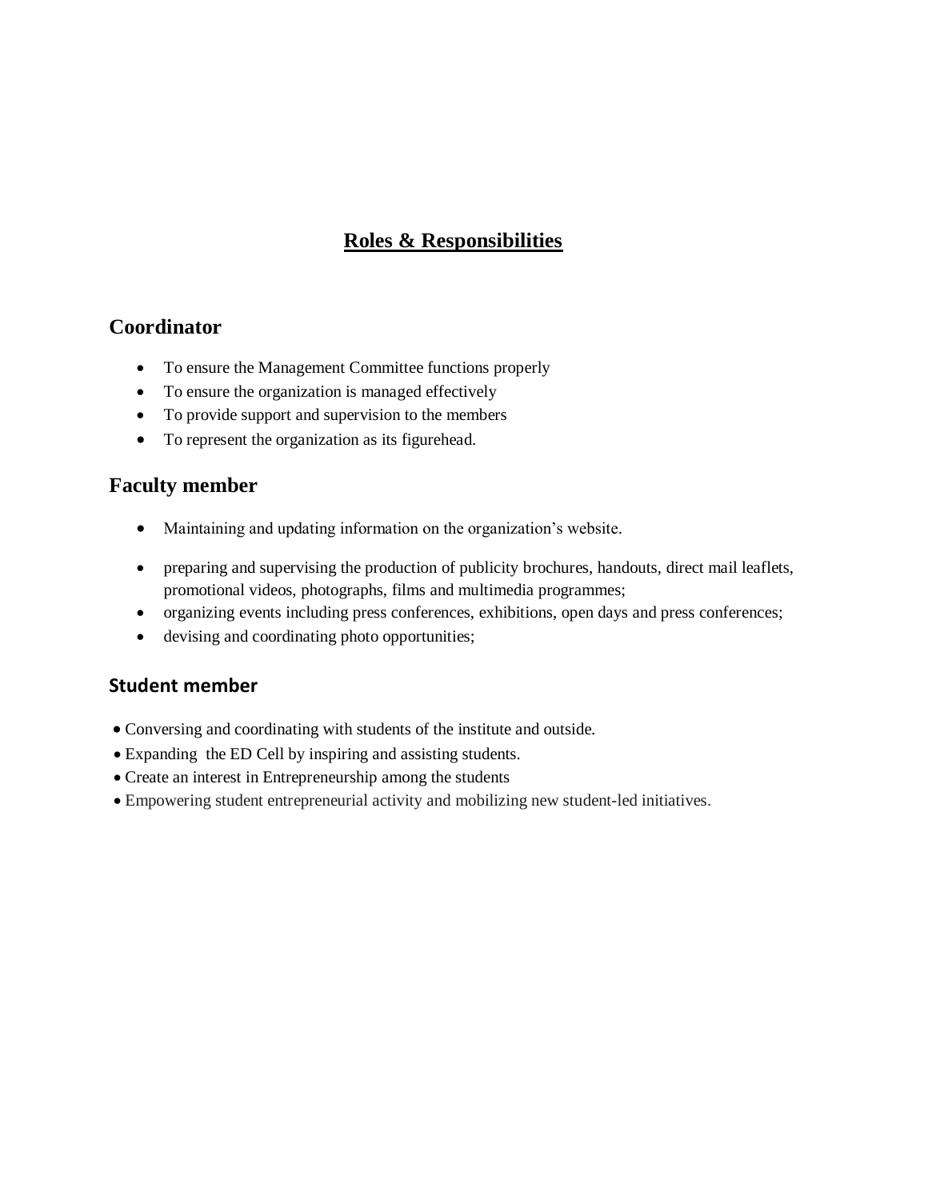# Roles & Responsibilities

## Coordinator

- To ensure the Management Committee functions properly
- To ensure the organization is managed effectively
- To provide support and supervision to the members
- To represent the organization as its figurehead.

## Faculty member

- Maintaining and updating information on the organization's website.
- preparing and supervising the production of publicity brochures, handouts, direct mail leaflets, promotional videos, photographs, films and multimedia programmes;
- organizing events including press conferences, exhibitions, open days and press conferences;
- devising and coordinating photo opportunities;

## Student member

- Conversing and coordinating with students of the institute and outside.
- Expanding the ED Cell by inspiring and assisting students.
- Create an interest in Entrepreneurship among the students
- Empowering student entrepreneurial activity and mobilizing new student-led initiatives.